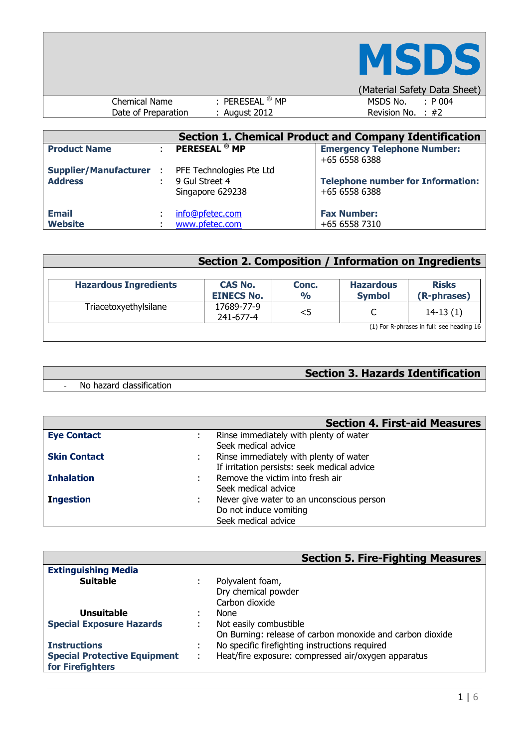# MSDS

(Material Safety Data Sheet)

| Chemical Name | : PERESEAL ® MP | MSDS No. | : P 004 |
|---|---|---|---|
| Date of Preparation | : August 2012 | Revision No. | : #2 |

## Section 1. Chemical Product and Company Identification

| | | | |
|---|---|---|---|
| **Product Name** | : | **PERESEAL ® MP** | **Emergency Telephone Number:** +65 6558 6388 |
| **Supplier/Manufacturer** | : | PFE Technologies Pte Ltd | |
| **Address** | : | 9 Gul Street 4 Singapore 629238 | **Telephone number for Information:** +65 6558 6388 |
| **Email** | : | info@pfetec.com | **Fax Number:** +65 6558 7310 |
| **Website** | : | www.pfetec.com | |

## Section 2. Composition / Information on Ingredients

| Hazardous Ingredients | CAS No. EINECS No. | Conc. % | Hazardous Symbol | Risks (R-phrases) |
|---|---|---|---|---|
| Triacetoxyethylsilane | 17689-77-9 241-677-4 | <5 | C | 14-13 (1) |

(1) For R-phrases in full: see heading 16

## Section 3. Hazards Identification

- No hazard classification

## Section 4. First-aid Measures

| | | |
|---|---|---|
| **Eye Contact** | : | Rinse immediately with plenty of water<br>Seek medical advice |
| **Skin Contact** | : | Rinse immediately with plenty of water<br>If irritation persists: seek medical advice |
| **Inhalation** | : | Remove the victim into fresh air<br>Seek medical advice |
| **Ingestion** | : | Never give water to an unconscious person<br>Do not induce vomiting<br>Seek medical advice |

## Section 5. Fire-Fighting Measures

| | | |
|---|---|---|
| **Extinguishing Media** | | |
| **Suitable** | : | Polyvalent foam,<br>Dry chemical powder<br>Carbon dioxide |
| **Unsuitable** | : | None |
| **Special Exposure Hazards** | : | Not easily combustible<br>On Burning: release of carbon monoxide and carbon dioxide |
| **Instructions** | : | No specific firefighting instructions required |
| **Special Protective Equipment for Firefighters** | : | Heat/fire exposure: compressed air/oxygen apparatus |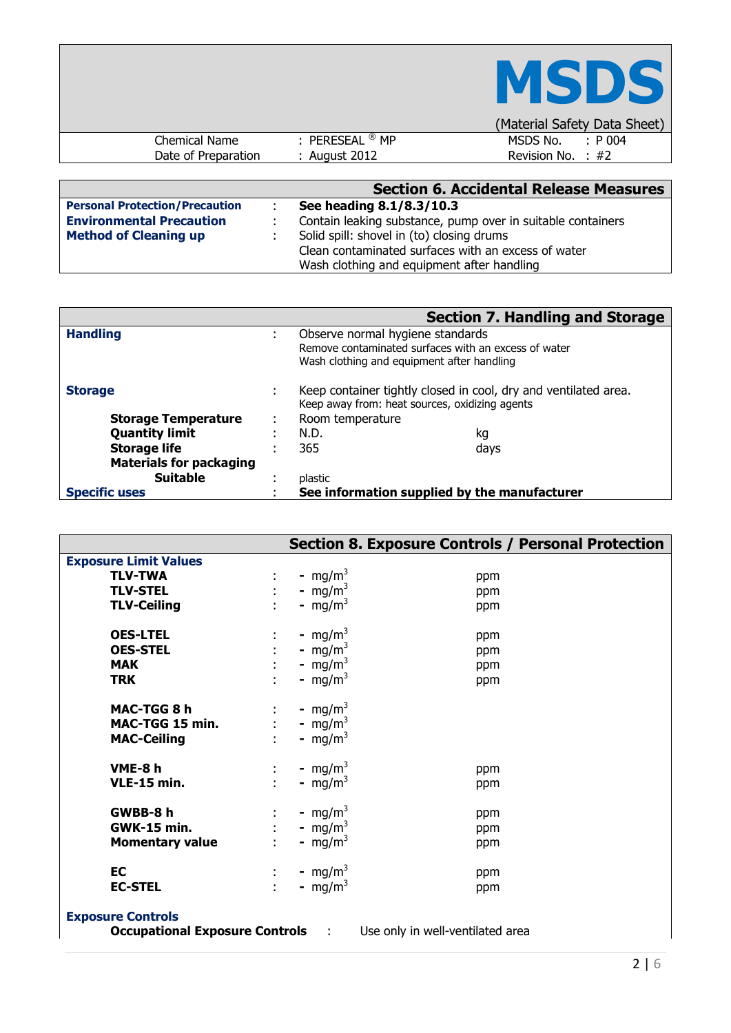# MSDS

(Material Safety Data Sheet)

| Chemical Name | : PERESEAL ® MP | MSDS No. | : P 004 |
|---|---|---|---|
| Date of Preparation | : August 2012 | Revision No. | : #2 |

## Section 6. Accidental Release Measures

| | | |
|---|---|---|
| **Personal Protection/Precaution** | : | **See heading 8.1/8.3/10.3** |
| **Environmental Precaution** | : | Contain leaking substance, pump over in suitable containers |
| **Method of Cleaning up** | : | Solid spill: shovel in (to) closing drums<br>Clean contaminated surfaces with an excess of water<br>Wash clothing and equipment after handling |

## Section 7. Handling and Storage

| | | | |
|---|---|---|---|
| **Handling** | : | Observe normal hygiene standards<br>Remove contaminated surfaces with an excess of water<br>Wash clothing and equipment after handling | |
| **Storage** | : | Keep container tightly closed in cool, dry and ventilated area.<br>Keep away from: heat sources, oxidizing agents | |
| **Storage Temperature** | : | Room temperature | |
| **Quantity limit** | : | N.D. | kg |
| **Storage life** | : | 365 | days |
| **Materials for packaging** | | | |
| **Suitable** | : | plastic | |
| **Specific uses** | : | **See information supplied by the manufacturer** | |

## Section 8. Exposure Controls / Personal Protection

**Exposure Limit Values**

| | | | |
|---|---|---|---|
| **TLV-TWA** | : | - $mg/m^3$ | ppm |
| **TLV-STEL** | : | - $mg/m^3$ | ppm |
| **TLV-Ceiling** | : | - $mg/m^3$ | ppm |
| **OES-LTEL** | : | - $mg/m^3$ | ppm |
| **OES-STEL** | : | - $mg/m^3$ | ppm |
| **MAK** | : | - $mg/m^3$ | ppm |
| **TRK** | : | - $mg/m^3$ | ppm |
| **MAC-TGG 8 h** | : | - $mg/m^3$ | |
| **MAC-TGG 15 min.** | : | - $mg/m^3$ | |
| **MAC-Ceiling** | : | - $mg/m^3$ | |
| **VME-8 h** | : | - $mg/m^3$ | ppm |
| **VLE-15 min.** | : | - $mg/m^3$ | ppm |
| **GWBB-8 h** | : | - $mg/m^3$ | ppm |
| **GWK-15 min.** | : | - $mg/m^3$ | ppm |
| **Momentary value** | : | - $mg/m^3$ | ppm |
| **EC** | : | - $mg/m^3$ | ppm |
| **EC-STEL** | : | - $mg/m^3$ | ppm |

**Exposure Controls**

**Occupational Exposure Controls** : Use only in well-ventilated area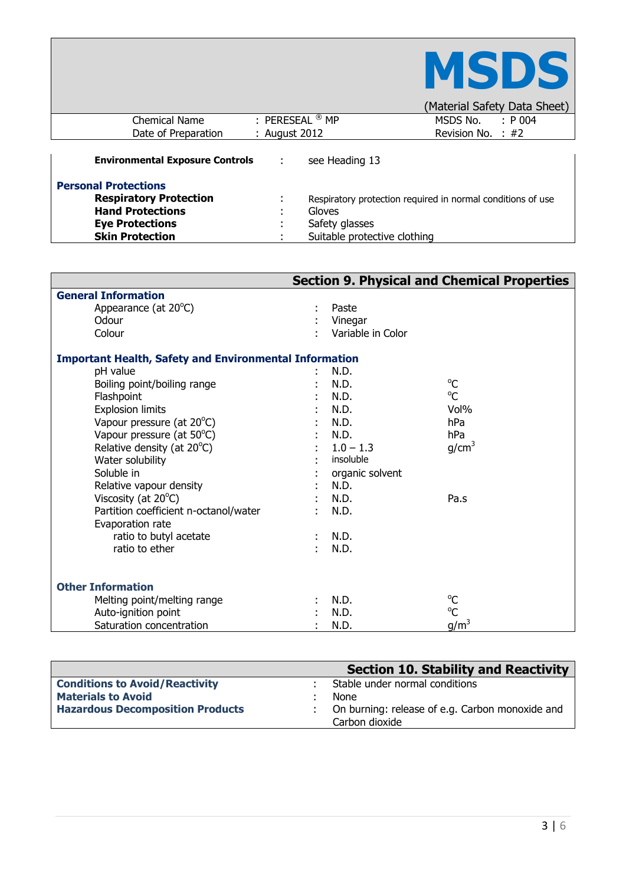| Chemical Name | : PERESEAL ® MP | MSDS No. | : P 004 |
|---|---|---|---|
| Date of Preparation | : August 2012 | Revision No. | : #2 |

| | | |
|---|---|---|
| **Environmental Exposure Controls** | : | see Heading 13 |

**Personal Protections**

| | | |
|---|---|---|
| **Respiratory Protection** | : | Respiratory protection required in normal conditions of use |
| **Hand Protections** | : | Gloves |
| **Eye Protections** | : | Safety glasses |
| **Skin Protection** | : | Suitable protective clothing |

## Section 9. Physical and Chemical Properties

**General Information**

| | | | |
|---|---|---|---|
| Appearance (at 20°C) | : | Paste | |
| Odour | : | Vinegar | |
| Colour | : | Variable in Color | |

**Important Health, Safety and Environmental Information**

| | | | |
|---|---|---|---|
| pH value | : | N.D. | |
| Boiling point/boiling range | : | N.D. | °C |
| Flashpoint | : | N.D. | °C |
| Explosion limits | : | N.D. | Vol% |
| Vapour pressure (at 20°C) | : | N.D. | hPa |
| Vapour pressure (at 50°C) | : | N.D. | hPa |
| Relative density (at 20°C) | : | 1.0 – 1.3 | $g/cm^3$ |
| Water solubility | : | insoluble | |
| Soluble in | : | organic solvent | |
| Relative vapour density | : | N.D. | |
| Viscosity (at 20°C) | : | N.D. | Pa.s |
| Partition coefficient n-octanol/water | : | N.D. | |
| Evaporation rate | | | |
| ratio to butyl acetate | : | N.D. | |
| ratio to ether | : | N.D. | |

**Other Information**

| | | | |
|---|---|---|---|
| Melting point/melting range | : | N.D. | °C |
| Auto-ignition point | : | N.D. | °C |
| Saturation concentration | : | N.D. | $g/m^3$ |

## Section 10. Stability and Reactivity

| | | |
|---|---|---|
| **Conditions to Avoid/Reactivity** | : | Stable under normal conditions |
| **Materials to Avoid** | : | None |
| **Hazardous Decomposition Products** | : | On burning: release of e.g. Carbon monoxide and Carbon dioxide |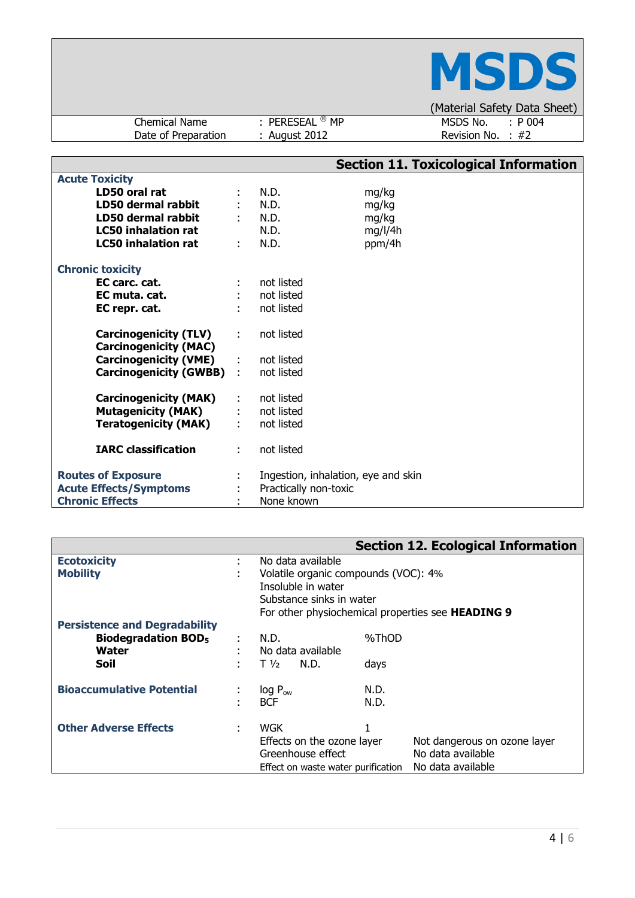| Chemical Name | : PERESEAL ® MP | MSDS No. : P 004 |
|---|---|---|
| Date of Preparation | : August 2012 | Revision No. : #2 |

## Section 11. Toxicological Information

**Acute Toxicity**

| | | | |
|---|---|---|---|
| **LD50 oral rat** | : | N.D. | mg/kg |
| **LD50 dermal rabbit** | : | N.D. | mg/kg |
| **LD50 dermal rabbit** | : | N.D. | mg/kg |
| **LC50 inhalation rat** | | N.D. | mg/l/4h |
| **LC50 inhalation rat** | : | N.D. | ppm/4h |

**Chronic toxicity**

| | | |
|---|---|---|
| **EC carc. cat.** | : | not listed |
| **EC muta. cat.** | : | not listed |
| **EC repr. cat.** | : | not listed |
| **Carcinogenicity (TLV)** | : | not listed |
| **Carcinogenicity (MAC)** | | |
| **Carcinogenicity (VME)** | : | not listed |
| **Carcinogenicity (GWBB)** | : | not listed |
| **Carcinogenicity (MAK)** | : | not listed |
| **Mutagenicity (MAK)** | : | not listed |
| **Teratogenicity (MAK)** | : | not listed |
| **IARC classification** | : | not listed |

| | | |
|---|---|---|
| **Routes of Exposure** | : | Ingestion, inhalation, eye and skin |
| **Acute Effects/Symptoms** | : | Practically non-toxic |
| **Chronic Effects** | : | None known |

## Section 12. Ecological Information

**Ecotoxicity** : No data available

**Mobility** : Volatile organic compounds (VOC): 4%
Insoluble in water
Substance sinks in water
For other physiochemical properties see **HEADING 9**

**Persistence and Degradability**

| | | | |
|---|---|---|---|
| **Biodegradation $BOD_5$** | : | N.D. | %ThOD |
| **Water** | : | No data available | |
| **Soil** | : | T ½ N.D. | days |

**Bioaccumulative Potential**

| | | |
|---|---|---|
| : | log $P_{ow}$ | N.D. |
| : | BCF | N.D. |

**Other Adverse Effects**

| | | |
|---|---|---|
| : | WGK | 1 |
| | Effects on the ozone layer | Not dangerous on ozone layer |
| | Greenhouse effect | No data available |
| | Effect on waste water purification | No data available |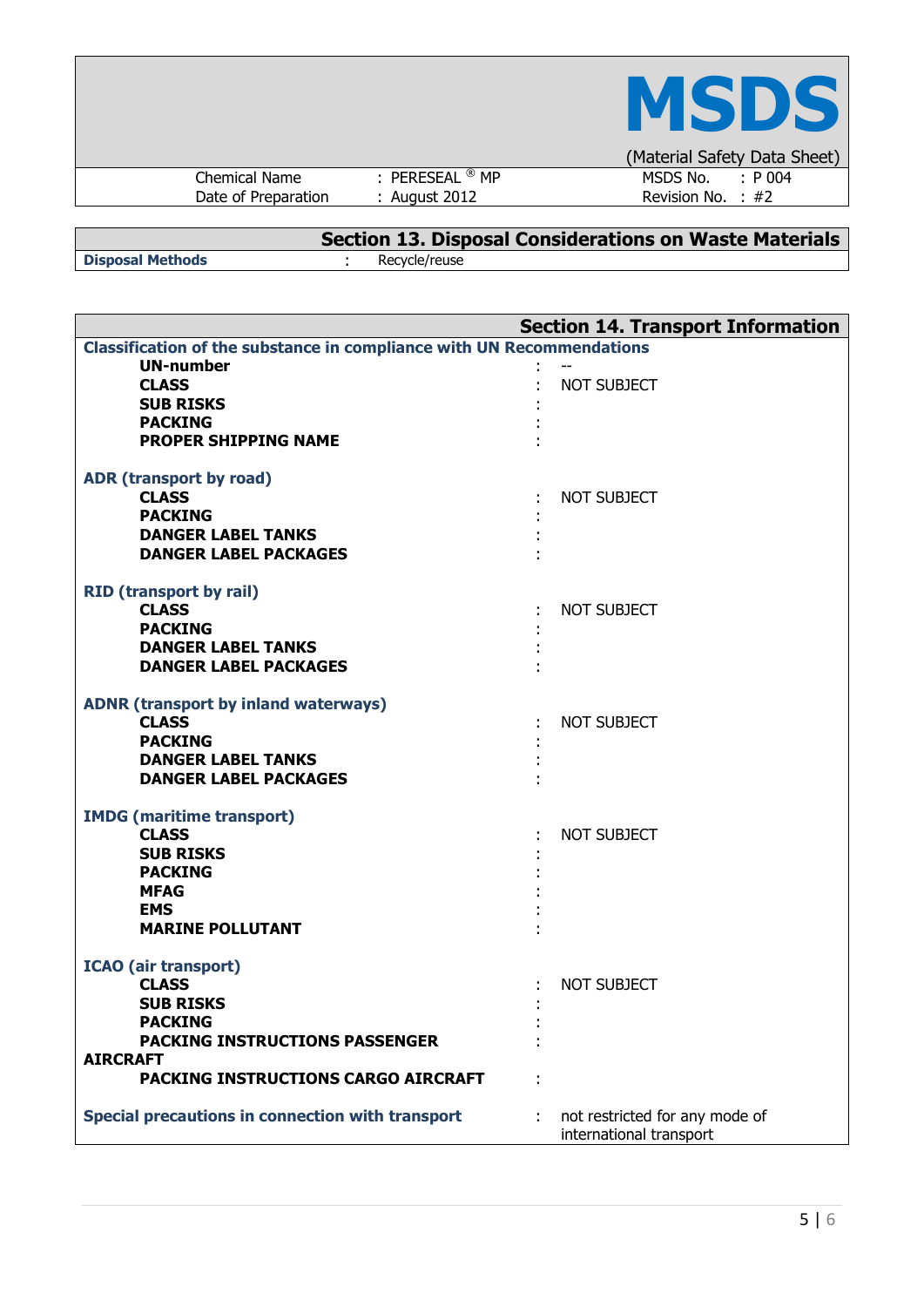# MSDS

(Material Safety Data Sheet)

| Chemical Name | : PERESEAL ® MP | MSDS No. | : P 004 |
|---|---|---|---|
| Date of Preparation | : August 2012 | Revision No. | : #2 |

## Section 13. Disposal Considerations on Waste Materials

**Disposal Methods** : Recycle/reuse

## Section 14. Transport Information

**Classification of the substance in compliance with UN Recommendations**

| | | |
|---|---|---|
| **UN-number** | : | -- |
| **CLASS** | : | NOT SUBJECT |
| **SUB RISKS** | : | |
| **PACKING** | : | |
| **PROPER SHIPPING NAME** | : | |

**ADR (transport by road)**

| | | |
|---|---|---|
| **CLASS** | : | NOT SUBJECT |
| **PACKING** | : | |
| **DANGER LABEL TANKS** | : | |
| **DANGER LABEL PACKAGES** | : | |

**RID (transport by rail)**

| | | |
|---|---|---|
| **CLASS** | : | NOT SUBJECT |
| **PACKING** | : | |
| **DANGER LABEL TANKS** | : | |
| **DANGER LABEL PACKAGES** | : | |

**ADNR (transport by inland waterways)**

| | | |
|---|---|---|
| **CLASS** | : | NOT SUBJECT |
| **PACKING** | : | |
| **DANGER LABEL TANKS** | : | |
| **DANGER LABEL PACKAGES** | : | |

**IMDG (maritime transport)**

| | | |
|---|---|---|
| **CLASS** | : | NOT SUBJECT |
| **SUB RISKS** | : | |
| **PACKING** | : | |
| **MFAG** | : | |
| **EMS** | : | |
| **MARINE POLLUTANT** | : | |

**ICAO (air transport)**

| | | |
|---|---|---|
| **CLASS** | : | NOT SUBJECT |
| **SUB RISKS** | : | |
| **PACKING** | : | |
| **PACKING INSTRUCTIONS PASSENGER AIRCRAFT** | : | |
| **PACKING INSTRUCTIONS CARGO AIRCRAFT** | : | |

**Special precautions in connection with transport** : not restricted for any mode of international transport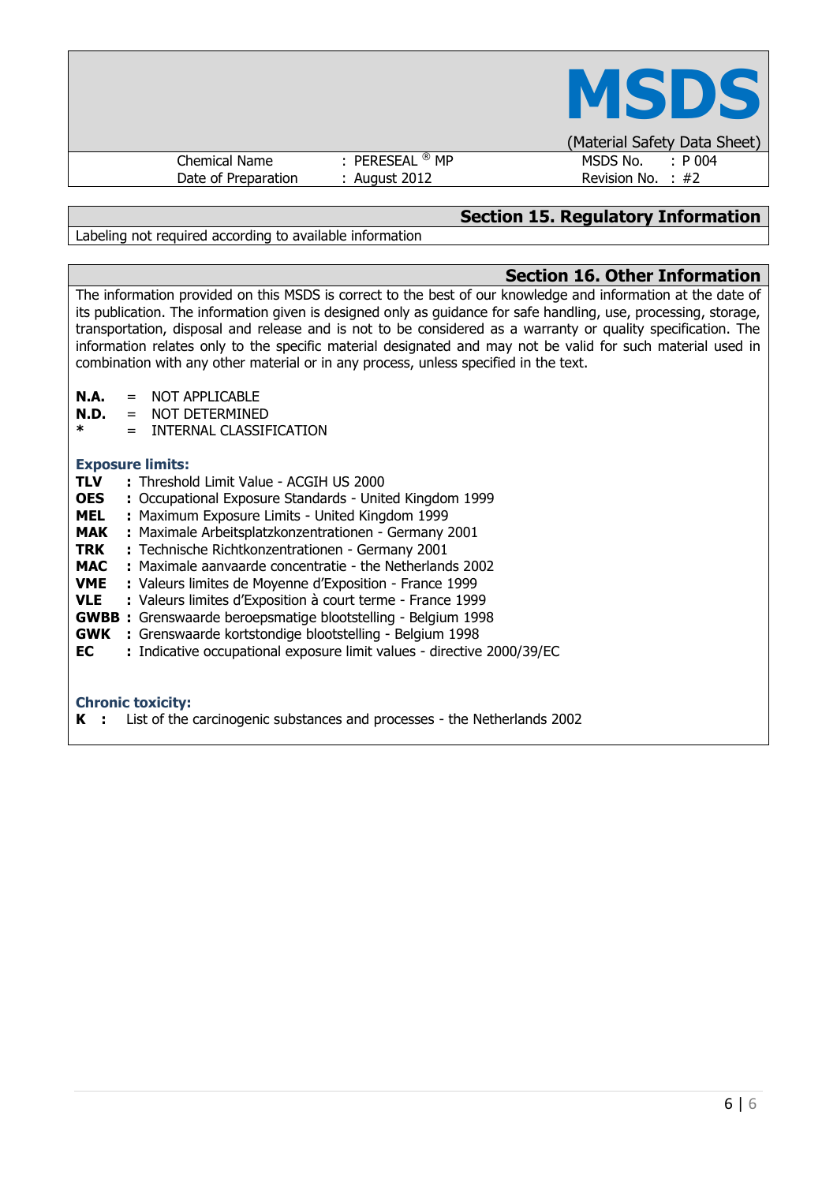# MSDS

(Material Safety Data Sheet)

| | | | |
|---|---|---|---|
| Chemical Name | : PERESEAL® MP | MSDS No. | : P 004 |
| Date of Preparation | : August 2012 | Revision No. | : #2 |

## Section 15. Regulatory Information

Labeling not required according to available information

## Section 16. Other Information

The information provided on this MSDS is correct to the best of our knowledge and information at the date of its publication. The information given is designed only as guidance for safe handling, use, processing, storage, transportation, disposal and release and is not to be considered as a warranty or quality specification. The information relates only to the specific material designated and may not be valid for such material used in combination with any other material or in any process, unless specified in the text.

**N.A.** = NOT APPLICABLE
**N.D.** = NOT DETERMINED
**\*** = INTERNAL CLASSIFICATION

### Exposure limits:

**TLV** : Threshold Limit Value - ACGIH US 2000
**OES** : Occupational Exposure Standards - United Kingdom 1999
**MEL** : Maximum Exposure Limits - United Kingdom 1999
**MAK** : Maximale Arbeitsplatzkonzentrationen - Germany 2001
**TRK** : Technische Richtkonzentrationen - Germany 2001
**MAC** : Maximale aanvaarde concentratie - the Netherlands 2002
**VME** : Valeurs limites de Moyenne d'Exposition - France 1999
**VLE** : Valeurs limites d'Exposition à court terme - France 1999
**GWBB** : Grenswaarde beroepsmatige blootstelling - Belgium 1998
**GWK** : Grenswaarde kortstondige blootstelling - Belgium 1998
**EC** : Indicative occupational exposure limit values - directive 2000/39/EC

### Chronic toxicity:

**K** : List of the carcinogenic substances and processes - the Netherlands 2002